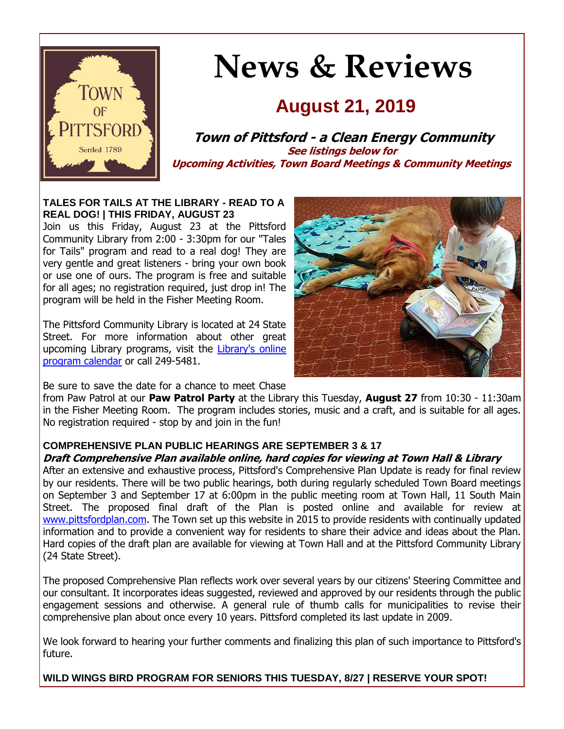# News & Reviews

## August 21, 2019

***Town of Pittsford - a Clean Energy Community***

***See listings below for Upcoming Activities, Town Board Meetings & Community Meetings***

**TALES FOR TAILS AT THE LIBRARY - READ TO A REAL DOG! | THIS FRIDAY, AUGUST 23**

Join us this Friday, August 23 at the Pittsford Community Library from 2:00 - 3:30pm for our "Tales for Tails" program and read to a real dog! They are very gentle and great listeners - bring your own book or use one of ours. The program is free and suitable for all ages; no registration required, just drop in! The program will be held in the Fisher Meeting Room.

The Pittsford Community Library is located at 24 State Street. For more information about other great upcoming Library programs, visit the Library's online program calendar or call 249-5481.

Be sure to save the date for a chance to meet Chase from Paw Patrol at our **Paw Patrol Party** at the Library this Tuesday, **August 27** from 10:30 - 11:30am in the Fisher Meeting Room. The program includes stories, music and a craft, and is suitable for all ages. No registration required - stop by and join in the fun!

**COMPREHENSIVE PLAN PUBLIC HEARINGS ARE SEPTEMBER 3 & 17**

***Draft Comprehensive Plan available online, hard copies for viewing at Town Hall & Library***

After an extensive and exhaustive process, Pittsford's Comprehensive Plan Update is ready for final review by our residents. There will be two public hearings, both during regularly scheduled Town Board meetings on September 3 and September 17 at 6:00pm in the public meeting room at Town Hall, 11 South Main Street. The proposed final draft of the Plan is posted online and available for review at www.pittsfordplan.com. The Town set up this website in 2015 to provide residents with continually updated information and to provide a convenient way for residents to share their advice and ideas about the Plan. Hard copies of the draft plan are available for viewing at Town Hall and at the Pittsford Community Library (24 State Street).

The proposed Comprehensive Plan reflects work over several years by our citizens' Steering Committee and our consultant. It incorporates ideas suggested, reviewed and approved by our residents through the public engagement sessions and otherwise. A general rule of thumb calls for municipalities to revise their comprehensive plan about once every 10 years. Pittsford completed its last update in 2009.

We look forward to hearing your further comments and finalizing this plan of such importance to Pittsford's future.

**WILD WINGS BIRD PROGRAM FOR SENIORS THIS TUESDAY, 8/27 | RESERVE YOUR SPOT!**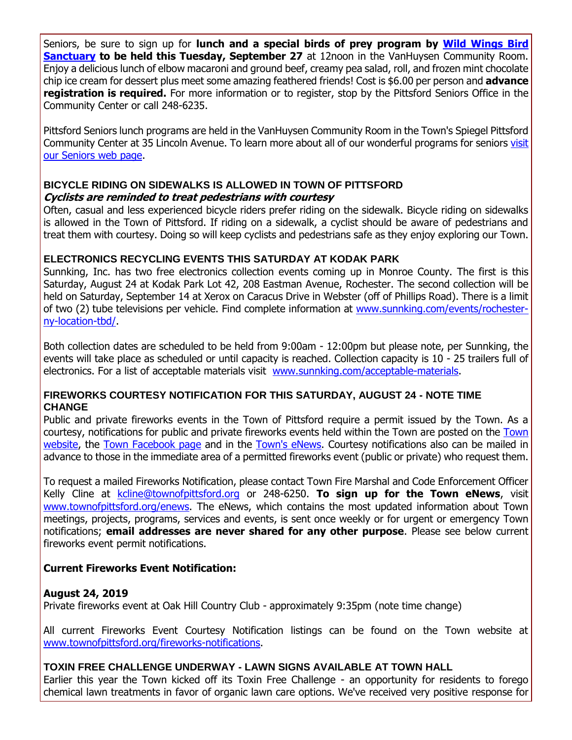Seniors, be sure to sign up for **lunch and a special birds of prey program by [Wild Wings Bird Sanctuary](#) to be held this Tuesday, September 27** at 12noon in the VanHuysen Community Room. Enjoy a delicious lunch of elbow macaroni and ground beef, creamy pea salad, roll, and frozen mint chocolate chip ice cream for dessert plus meet some amazing feathered friends! Cost is $6.00 per person and **advance registration is required.** For more information or to register, stop by the Pittsford Seniors Office in the Community Center or call 248-6235.

Pittsford Seniors lunch programs are held in the VanHuysen Community Room in the Town's Spiegel Pittsford Community Center at 35 Lincoln Avenue. To learn more about all of our wonderful programs for seniors [visit our Seniors web page](#).

### BICYCLE RIDING ON SIDEWALKS IS ALLOWED IN TOWN OF PITTSFORD

***Cyclists are reminded to treat pedestrians with courtesy***

Often, casual and less experienced bicycle riders prefer riding on the sidewalk. Bicycle riding on sidewalks is allowed in the Town of Pittsford. If riding on a sidewalk, a cyclist should be aware of pedestrians and treat them with courtesy. Doing so will keep cyclists and pedestrians safe as they enjoy exploring our Town.

### ELECTRONICS RECYCLING EVENTS THIS SATURDAY AT KODAK PARK

Sunnking, Inc. has two free electronics collection events coming up in Monroe County. The first is this Saturday, August 24 at Kodak Park Lot 42, 208 Eastman Avenue, Rochester. The second collection will be held on Saturday, September 14 at Xerox on Caracus Drive in Webster (off of Phillips Road). There is a limit of two (2) tube televisions per vehicle. Find complete information at [www.sunnking.com/events/rochester-ny-location-tbd/](#).

Both collection dates are scheduled to be held from 9:00am - 12:00pm but please note, per Sunnking, the events will take place as scheduled or until capacity is reached. Collection capacity is 10 - 25 trailers full of electronics. For a list of acceptable materials visit [www.sunnking.com/acceptable-materials](#).

### FIREWORKS COURTESY NOTIFICATION FOR THIS SATURDAY, AUGUST 24 - NOTE TIME CHANGE

Public and private fireworks events in the Town of Pittsford require a permit issued by the Town. As a courtesy, notifications for public and private fireworks events held within the Town are posted on the [Town website](#), the [Town Facebook page](#) and in the [Town's eNews](#). Courtesy notifications also can be mailed in advance to those in the immediate area of a permitted fireworks event (public or private) who request them.

To request a mailed Fireworks Notification, please contact Town Fire Marshal and Code Enforcement Officer Kelly Cline at [kcline@townofpittsford.org](#) or 248-6250. **To sign up for the Town eNews**, visit [www.townofpittsford.org/enews](#). The eNews, which contains the most updated information about Town meetings, projects, programs, services and events, is sent once weekly or for urgent or emergency Town notifications; **email addresses are never shared for any other purpose**. Please see below current fireworks event permit notifications.

**Current Fireworks Event Notification:**

**August 24, 2019**
Private fireworks event at Oak Hill Country Club - approximately 9:35pm (note time change)

All current Fireworks Event Courtesy Notification listings can be found on the Town website at [www.townofpittsford.org/fireworks-notifications](#).

### TOXIN FREE CHALLENGE UNDERWAY - LAWN SIGNS AVAILABLE AT TOWN HALL

Earlier this year the Town kicked off its Toxin Free Challenge - an opportunity for residents to forego chemical lawn treatments in favor of organic lawn care options. We've received very positive response for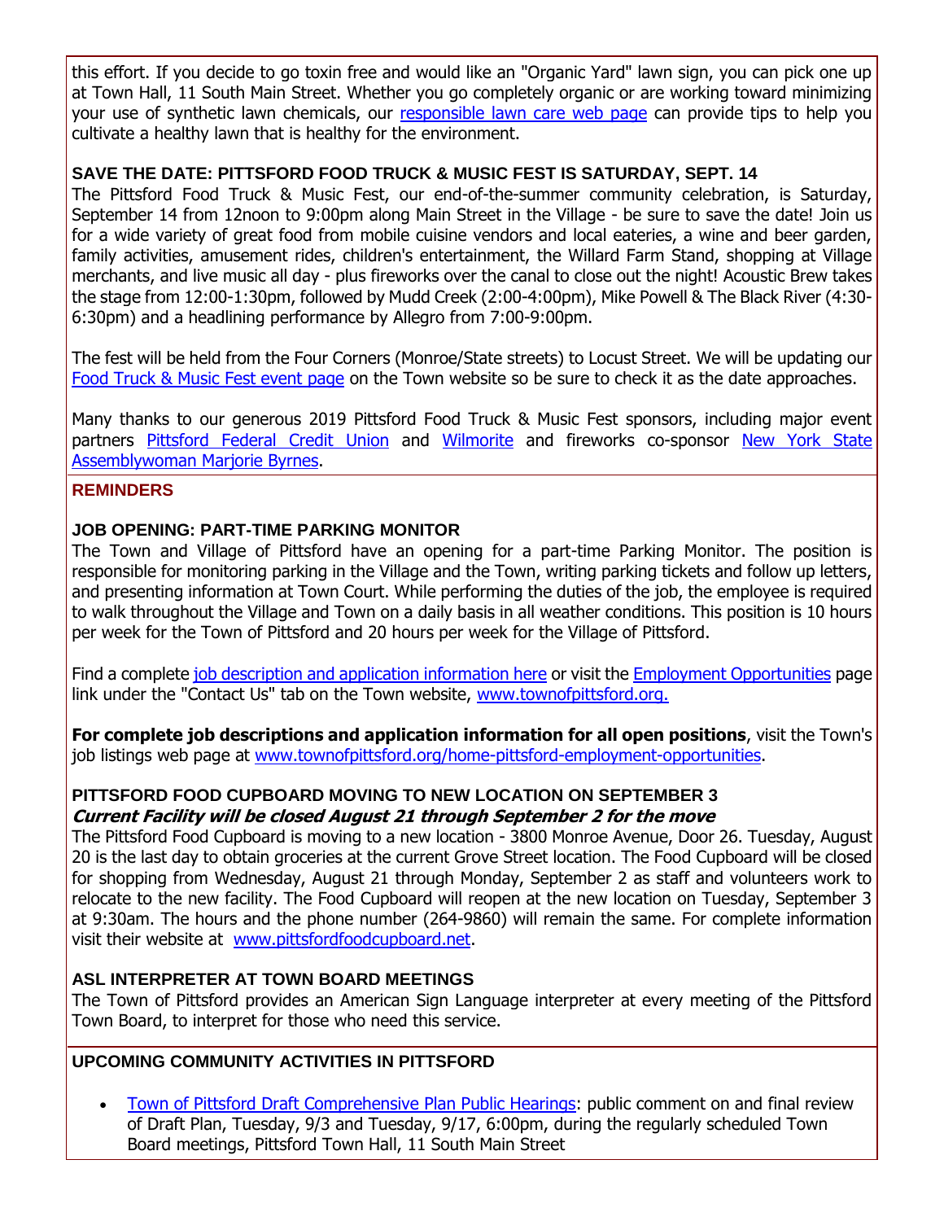this effort. If you decide to go toxin free and would like an "Organic Yard" lawn sign, you can pick one up at Town Hall, 11 South Main Street. Whether you go completely organic or are working toward minimizing your use of synthetic lawn chemicals, our [responsible lawn care web page]() can provide tips to help you cultivate a healthy lawn that is healthy for the environment.

### SAVE THE DATE: PITTSFORD FOOD TRUCK & MUSIC FEST IS SATURDAY, SEPT. 14

The Pittsford Food Truck & Music Fest, our end-of-the-summer community celebration, is Saturday, September 14 from 12noon to 9:00pm along Main Street in the Village - be sure to save the date! Join us for a wide variety of great food from mobile cuisine vendors and local eateries, a wine and beer garden, family activities, amusement rides, children's entertainment, the Willard Farm Stand, shopping at Village merchants, and live music all day - plus fireworks over the canal to close out the night! Acoustic Brew takes the stage from 12:00-1:30pm, followed by Mudd Creek (2:00-4:00pm), Mike Powell & The Black River (4:30-6:30pm) and a headlining performance by Allegro from 7:00-9:00pm.

The fest will be held from the Four Corners (Monroe/State streets) to Locust Street. We will be updating our [Food Truck & Music Fest event page]() on the Town website so be sure to check it as the date approaches.

Many thanks to our generous 2019 Pittsford Food Truck & Music Fest sponsors, including major event partners [Pittsford Federal Credit Union]() and [Wilmorite]() and fireworks co-sponsor [New York State Assemblywoman Marjorie Byrnes]().

## REMINDERS

### JOB OPENING: PART-TIME PARKING MONITOR

The Town and Village of Pittsford have an opening for a part-time Parking Monitor. The position is responsible for monitoring parking in the Village and the Town, writing parking tickets and follow up letters, and presenting information at Town Court. While performing the duties of the job, the employee is required to walk throughout the Village and Town on a daily basis in all weather conditions. This position is 10 hours per week for the Town of Pittsford and 20 hours per week for the Village of Pittsford.

Find a complete [job description and application information here]() or visit the [Employment Opportunities]() page link under the "Contact Us" tab on the Town website, [www.townofpittsford.org.]()

**For complete job descriptions and application information for all open positions**, visit the Town's job listings web page at [www.townofpittsford.org/home-pittsford-employment-opportunities]().

### PITTSFORD FOOD CUPBOARD MOVING TO NEW LOCATION ON SEPTEMBER 3
***Current Facility will be closed August 21 through September 2 for the move***

The Pittsford Food Cupboard is moving to a new location - 3800 Monroe Avenue, Door 26. Tuesday, August 20 is the last day to obtain groceries at the current Grove Street location. The Food Cupboard will be closed for shopping from Wednesday, August 21 through Monday, September 2 as staff and volunteers work to relocate to the new facility. The Food Cupboard will reopen at the new location on Tuesday, September 3 at 9:30am. The hours and the phone number (264-9860) will remain the same. For complete information visit their website at [www.pittsfordfoodcupboard.net]().

### ASL INTERPRETER AT TOWN BOARD MEETINGS

The Town of Pittsford provides an American Sign Language interpreter at every meeting of the Pittsford Town Board, to interpret for those who need this service.

## UPCOMING COMMUNITY ACTIVITIES IN PITTSFORD

- [Town of Pittsford Draft Comprehensive Plan Public Hearings](): public comment on and final review of Draft Plan, Tuesday, 9/3 and Tuesday, 9/17, 6:00pm, during the regularly scheduled Town Board meetings, Pittsford Town Hall, 11 South Main Street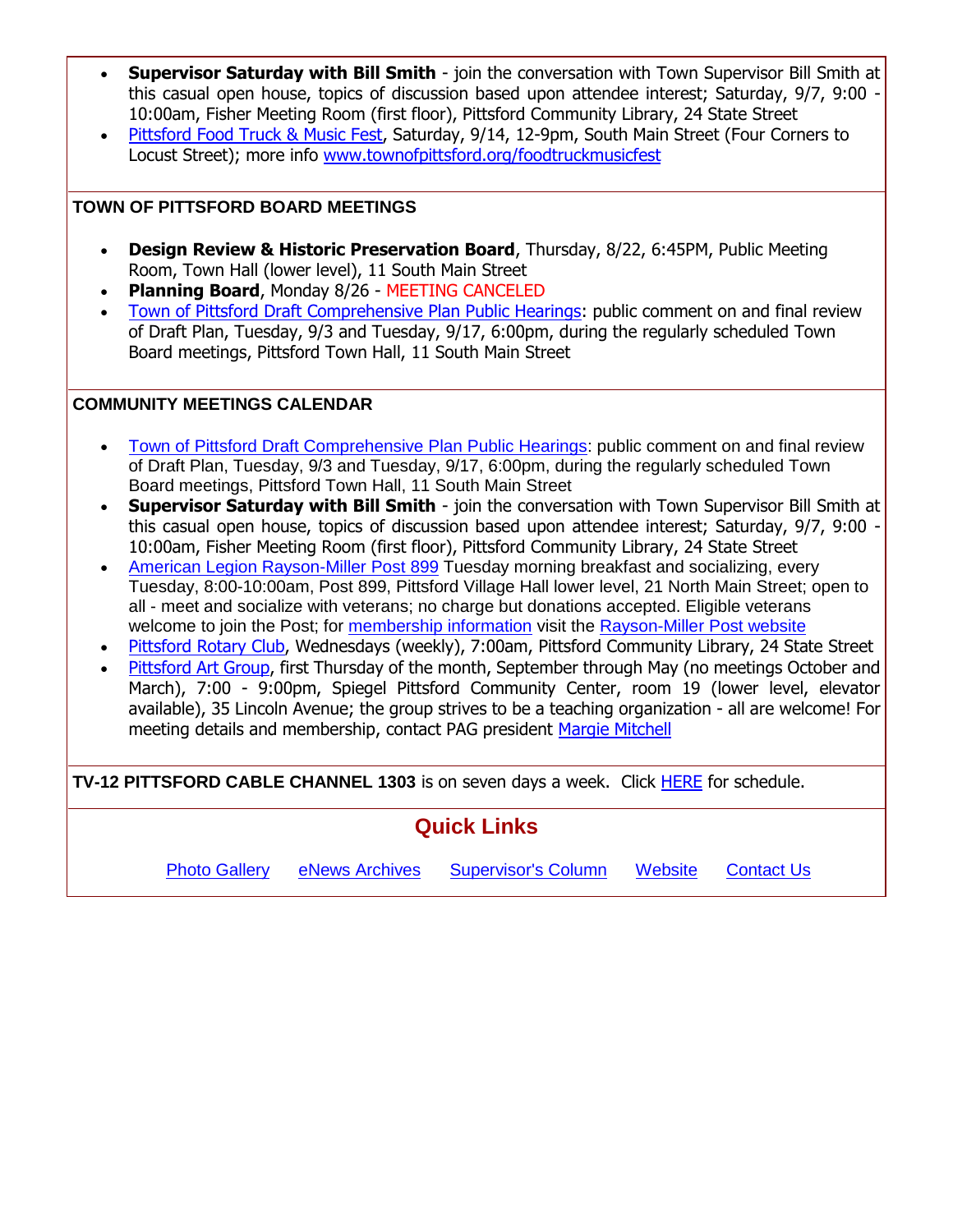- **Supervisor Saturday with Bill Smith** - join the conversation with Town Supervisor Bill Smith at this casual open house, topics of discussion based upon attendee interest; Saturday, 9/7, 9:00 - 10:00am, Fisher Meeting Room (first floor), Pittsford Community Library, 24 State Street
- Pittsford Food Truck & Music Fest, Saturday, 9/14, 12-9pm, South Main Street (Four Corners to Locust Street); more info www.townofpittsford.org/foodtruckmusicfest

**TOWN OF PITTSFORD BOARD MEETINGS**

- **Design Review & Historic Preservation Board**, Thursday, 8/22, 6:45PM, Public Meeting Room, Town Hall (lower level), 11 South Main Street
- **Planning Board**, Monday 8/26 - MEETING CANCELED
- Town of Pittsford Draft Comprehensive Plan Public Hearings: public comment on and final review of Draft Plan, Tuesday, 9/3 and Tuesday, 9/17, 6:00pm, during the regularly scheduled Town Board meetings, Pittsford Town Hall, 11 South Main Street

**COMMUNITY MEETINGS CALENDAR**

- Town of Pittsford Draft Comprehensive Plan Public Hearings: public comment on and final review of Draft Plan, Tuesday, 9/3 and Tuesday, 9/17, 6:00pm, during the regularly scheduled Town Board meetings, Pittsford Town Hall, 11 South Main Street
- **Supervisor Saturday with Bill Smith** - join the conversation with Town Supervisor Bill Smith at this casual open house, topics of discussion based upon attendee interest; Saturday, 9/7, 9:00 - 10:00am, Fisher Meeting Room (first floor), Pittsford Community Library, 24 State Street
- American Legion Rayson-Miller Post 899 Tuesday morning breakfast and socializing, every Tuesday, 8:00-10:00am, Post 899, Pittsford Village Hall lower level, 21 North Main Street; open to all - meet and socialize with veterans; no charge but donations accepted. Eligible veterans welcome to join the Post; for membership information visit the Rayson-Miller Post website
- Pittsford Rotary Club, Wednesdays (weekly), 7:00am, Pittsford Community Library, 24 State Street
- Pittsford Art Group, first Thursday of the month, September through May (no meetings October and March), 7:00 - 9:00pm, Spiegel Pittsford Community Center, room 19 (lower level, elevator available), 35 Lincoln Avenue; the group strives to be a teaching organization - all are welcome! For meeting details and membership, contact PAG president Margie Mitchell

**TV-12 PITTSFORD CABLE CHANNEL 1303** is on seven days a week. Click HERE for schedule.

## Quick Links

Photo Gallery | eNews Archives | Supervisor's Column | Website | Contact Us